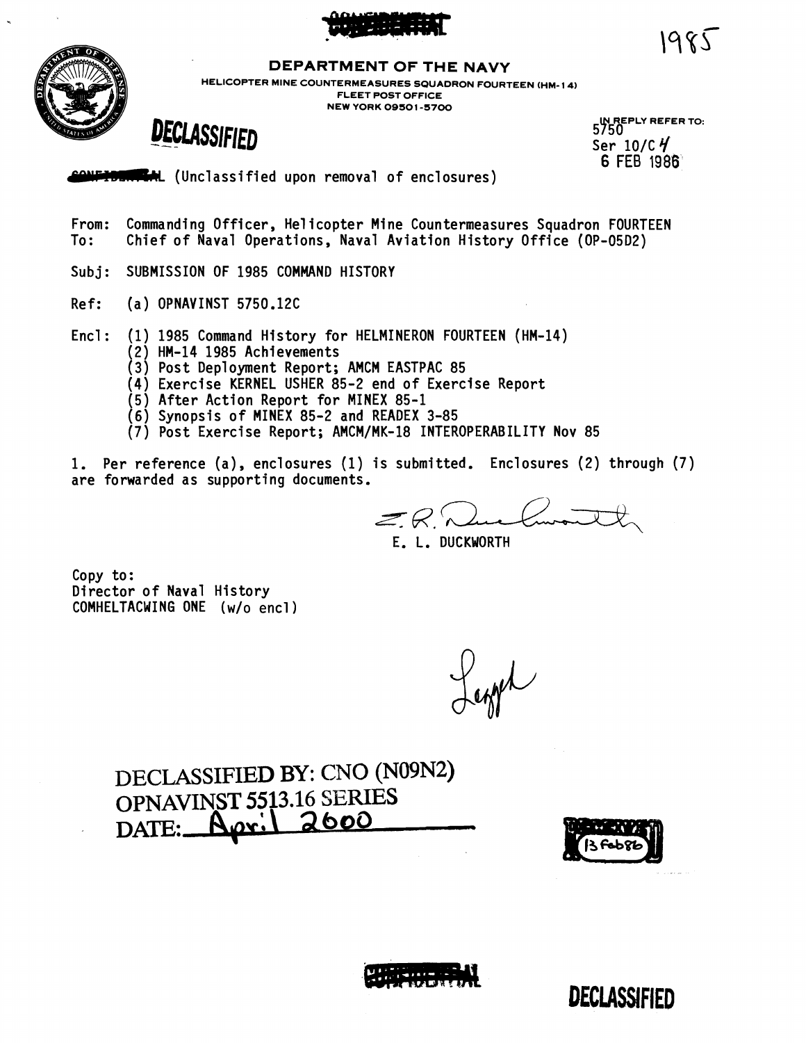CONFIDENTIAL

1985

**DEPARTMENT OF THE NAVY**

HELICOPTER MINE COUNTERMEASURES SQUADRON FOURTEEN (HM-14)
FLEET POST OFFICE
NEW YORK 09501-5700

**DECLASSIFIED**

IN REPLY REFER TO:
5750
Ser 10/C 4
6 FEB 1986

CONFIDENTIAL (Unclassified upon removal of enclosures)

From: Commanding Officer, Helicopter Mine Countermeasures Squadron FOURTEEN
To: Chief of Naval Operations, Naval Aviation History Office (OP-05D2)

Subj: SUBMISSION OF 1985 COMMAND HISTORY

Ref: (a) OPNAVINST 5750.12C

Encl: (1) 1985 Command History for HELMINERON FOURTEEN (HM-14)
(2) HM-14 1985 Achievements
(3) Post Deployment Report; AMCM EASTPAC 85
(4) Exercise KERNEL USHER 85-2 end of Exercise Report
(5) After Action Report for MINEX 85-1
(6) Synopsis of MINEX 85-2 and READEX 3-85
(7) Post Exercise Report; AMCM/MK-18 INTEROPERABILITY Nov 85

1. Per reference (a), enclosures (1) is submitted. Enclosures (2) through (7) are forwarded as supporting documents.

E. L. DUCKWORTH

Copy to:
Director of Naval History
COMHELTACWING ONE (w/o encl)

Leggett

DECLASSIFIED BY: CNO (N09N2)
OPNAVINST 5513.16 SERIES
DATE: April 2000

13 Feb 86

CONFIDENTIAL

**DECLASSIFIED**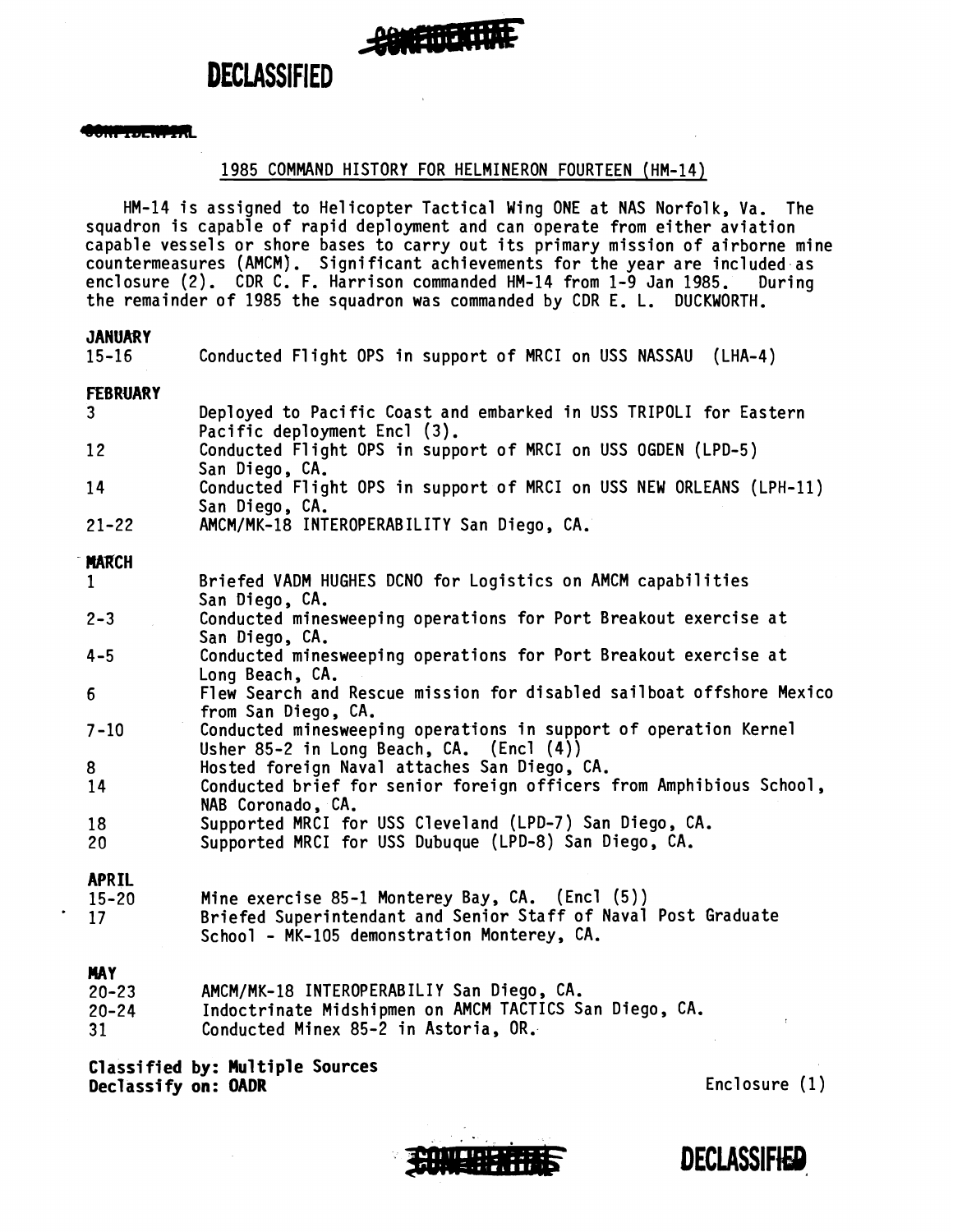CONFIDENTIAL

DECLASSIFIED

CONFIDENTIAL

## 1985 COMMAND HISTORY FOR HELMINERON FOURTEEN (HM-14)

HM-14 is assigned to Helicopter Tactical Wing ONE at NAS Norfolk, Va. The squadron is capable of rapid deployment and can operate from either aviation capable vessels or shore bases to carry out its primary mission of airborne mine countermeasures (AMCM). Significant achievements for the year are included as enclosure (2). CDR C. F. Harrison commanded HM-14 from 1-9 Jan 1985. During the remainder of 1985 the squadron was commanded by CDR E. L. DUCKWORTH.

**JANUARY**

| | |
|---|---|
| 15-16 | Conducted Flight OPS in support of MRCI on USS NASSAU (LHA-4) |

**FEBRUARY**

| | |
|---|---|
| 3 | Deployed to Pacific Coast and embarked in USS TRIPOLI for Eastern Pacific deployment Encl (3). |
| 12 | Conducted Flight OPS in support of MRCI on USS OGDEN (LPD-5) San Diego, CA. |
| 14 | Conducted Flight OPS in support of MRCI on USS NEW ORLEANS (LPH-11) San Diego, CA. |
| 21-22 | AMCM/MK-18 INTEROPERABILITY San Diego, CA. |

**MARCH**

| | |
|---|---|
| 1 | Briefed VADM HUGHES DCNO for Logistics on AMCM capabilities San Diego, CA. |
| 2-3 | Conducted minesweeping operations for Port Breakout exercise at San Diego, CA. |
| 4-5 | Conducted minesweeping operations for Port Breakout exercise at Long Beach, CA. |
| 6 | Flew Search and Rescue mission for disabled sailboat offshore Mexico from San Diego, CA. |
| 7-10 | Conducted minesweeping operations in support of operation Kernel Usher 85-2 in Long Beach, CA. (Encl (4)) |
| 8 | Hosted foreign Naval attaches San Diego, CA. |
| 14 | Conducted brief for senior foreign officers from Amphibious School, NAB Coronado, CA. |
| 18 | Supported MRCI for USS Cleveland (LPD-7) San Diego, CA. |
| 20 | Supported MRCI for USS Dubuque (LPD-8) San Diego, CA. |

**APRIL**

| | |
|---|---|
| 15-20 | Mine exercise 85-1 Monterey Bay, CA. (Encl (5)) |
| 17 | Briefed Superintendant and Senior Staff of Naval Post Graduate School - MK-105 demonstration Monterey, CA. |

**MAY**

| | |
|---|---|
| 20-23 | AMCM/MK-18 INTEROPERABILIY San Diego, CA. |
| 20-24 | Indoctrinate Midshipmen on AMCM TACTICS San Diego, CA. |
| 31 | Conducted Minex 85-2 in Astoria, OR. |

**Classified by: Multiple Sources**
**Declassify on: OADR**

Enclosure (1)

CONFIDENTIAL

DECLASSIFIED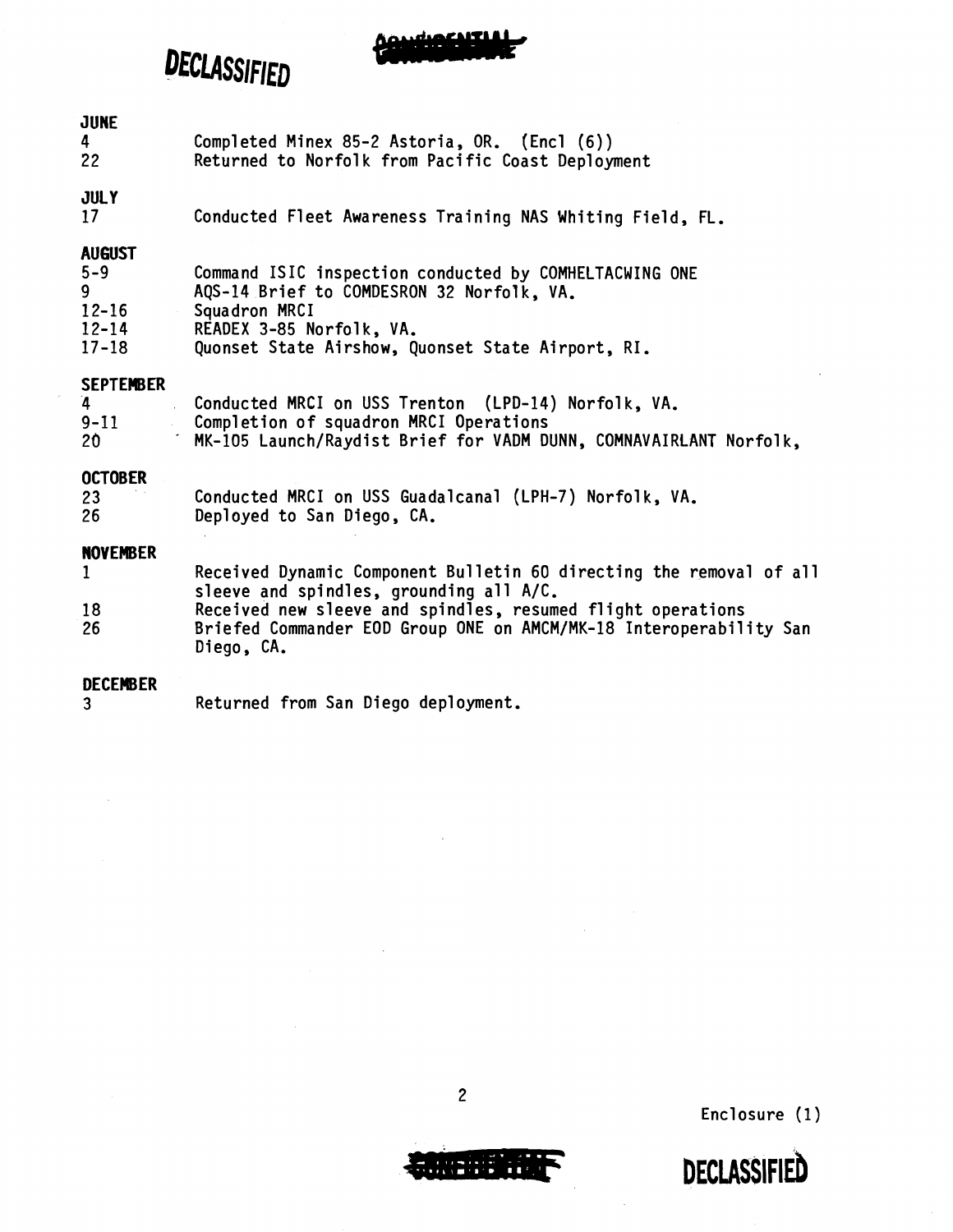DECLASSIFIED

**JUNE**

| | |
|---|---|
| 4 | Completed Minex 85-2 Astoria, OR. (Encl (6)) |
| 22 | Returned to Norfolk from Pacific Coast Deployment |

**JULY**

| | |
|---|---|
| 17 | Conducted Fleet Awareness Training NAS Whiting Field, FL. |

**AUGUST**

| | |
|---|---|
| 5-9 | Command ISIC inspection conducted by COMHELTACWING ONE |
| 9 | AQS-14 Brief to COMDESRON 32 Norfolk, VA. |
| 12-16 | Squadron MRCI |
| 12-14 | READEX 3-85 Norfolk, VA. |
| 17-18 | Quonset State Airshow, Quonset State Airport, RI. |

**SEPTEMBER**

| | |
|---|---|
| 4 | Conducted MRCI on USS Trenton (LPD-14) Norfolk, VA. |
| 9-11 | Completion of squadron MRCI Operations |
| 20 | MK-105 Launch/Raydist Brief for VADM DUNN, COMNAVAIRLANT Norfolk, |

**OCTOBER**

| | |
|---|---|
| 23 | Conducted MRCI on USS Guadalcanal (LPH-7) Norfolk, VA. |
| 26 | Deployed to San Diego, CA. |

**NOVEMBER**

| | |
|---|---|
| 1 | Received Dynamic Component Bulletin 60 directing the removal of all sleeve and spindles, grounding all A/C. |
| 18 | Received new sleeve and spindles, resumed flight operations |
| 26 | Briefed Commander EOD Group ONE on AMCM/MK-18 Interoperability San Diego, CA. |

**DECEMBER**

| | |
|---|---|
| 3 | Returned from San Diego deployment. |

Enclosure (1)

DECLASSIFIED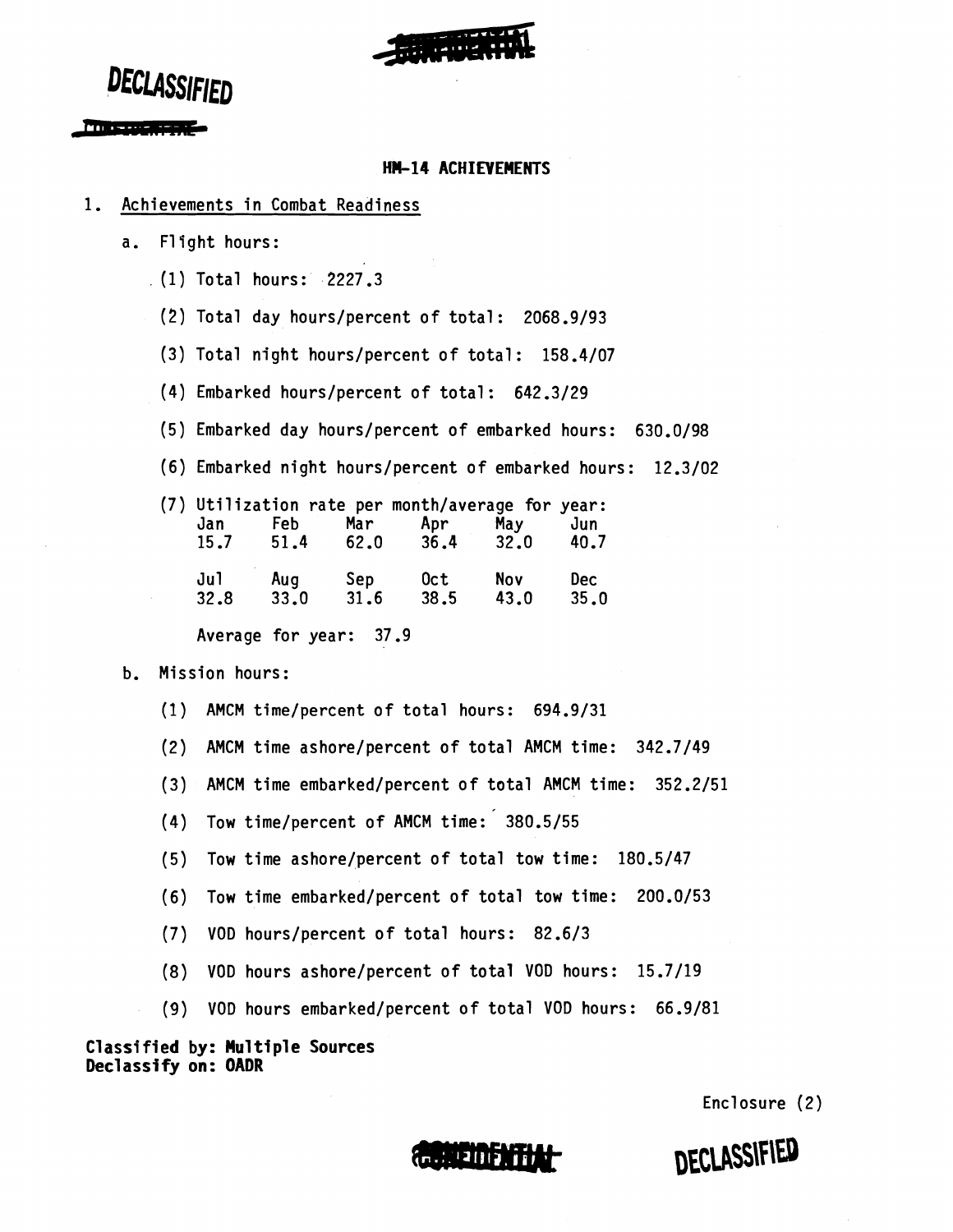DECLASSIFIED

CONFIDENTIAL

## HM-14 ACHIEVEMENTS

1. Achievements in Combat Readiness

   a. Flight hours:

      (1) Total hours: 2227.3

      (2) Total day hours/percent of total: 2068.9/93

      (3) Total night hours/percent of total: 158.4/07

      (4) Embarked hours/percent of total: 642.3/29

      (5) Embarked day hours/percent of embarked hours: 630.0/98

      (6) Embarked night hours/percent of embarked hours: 12.3/02

      (7) Utilization rate per month/average for year:

| Jan | Feb | Mar | Apr | May | Jun |
|---|---|---|---|---|---|
| 15.7 | 51.4 | 62.0 | 36.4 | 32.0 | 40.7 |

| Jul | Aug | Sep | Oct | Nov | Dec |
|---|---|---|---|---|---|
| 32.8 | 33.0 | 31.6 | 38.5 | 43.0 | 35.0 |

      Average for year: 37.9

   b. Mission hours:

      (1) AMCM time/percent of total hours: 694.9/31

      (2) AMCM time ashore/percent of total AMCM time: 342.7/49

      (3) AMCM time embarked/percent of total AMCM time: 352.2/51

      (4) Tow time/percent of AMCM time: 380.5/55

      (5) Tow time ashore/percent of total tow time: 180.5/47

      (6) Tow time embarked/percent of total tow time: 200.0/53

      (7) VOD hours/percent of total hours: 82.6/3

      (8) VOD hours ashore/percent of total VOD hours: 15.7/19

      (9) VOD hours embarked/percent of total VOD hours: 66.9/81

**Classified by: Multiple Sources**
**Declassify on: OADR**

Enclosure (2)

CONFIDENTIAL

DECLASSIFIED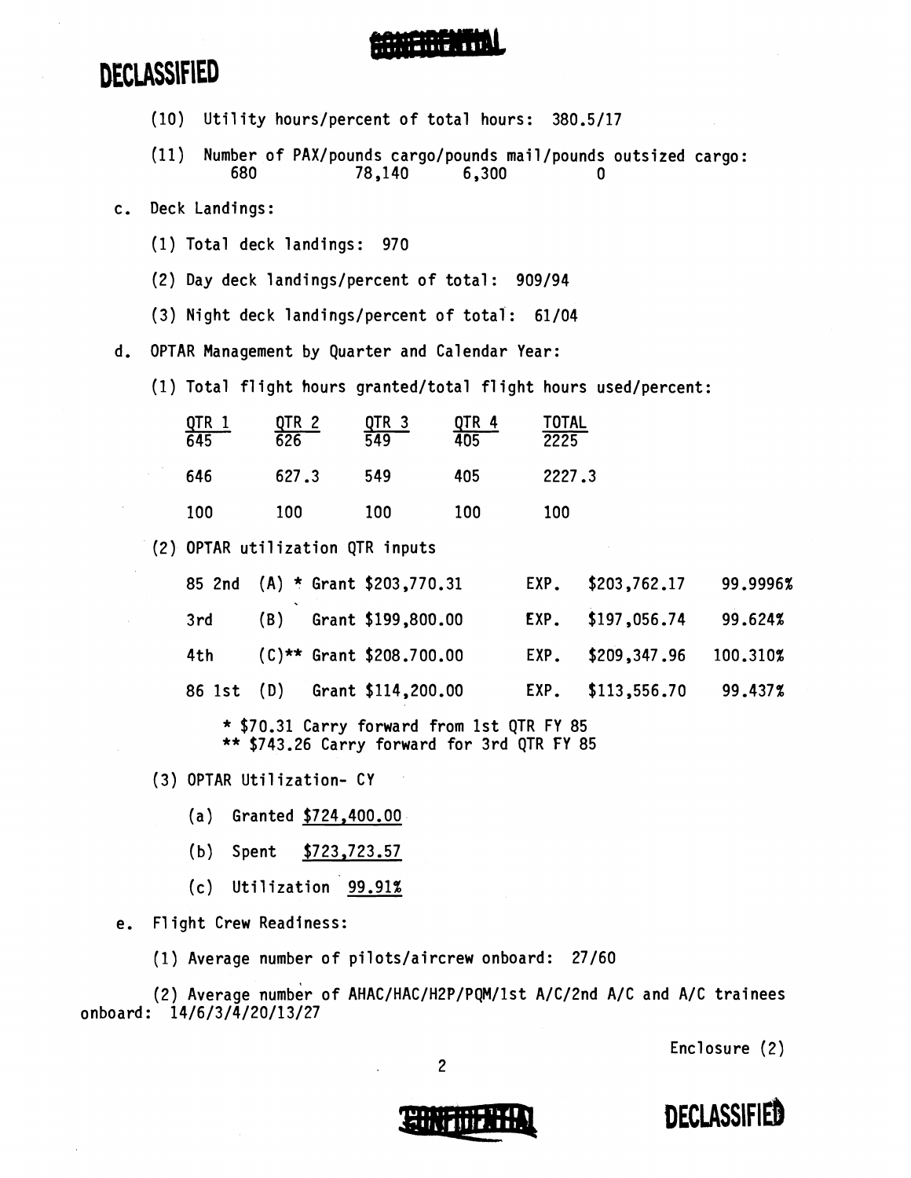CONFIDENTIAL

DECLASSIFIED

(10) Utility hours/percent of total hours: 380.5/17

(11) Number of PAX/pounds cargo/pounds mail/pounds outsized cargo:

| Number of PAX | Pounds cargo | Pounds mail | Pounds outsized cargo |
|---|---|---|---|
| 680 | 78,140 | 6,300 | 0 |

c. Deck Landings:

(1) Total deck landings: 970

(2) Day deck landings/percent of total: 909/94

(3) Night deck landings/percent of total: 61/04

d. OPTAR Management by Quarter and Calendar Year:

(1) Total flight hours granted/total flight hours used/percent:

| QTR 1 | QTR 2 | QTR 3 | QTR 4 | TOTAL |
|---|---|---|---|---|
| 645 | 626 | 549 | 405 | 2225 |
| 646 | 627.3 | 549 | 405 | 2227.3 |
| 100 | 100 | 100 | 100 | 100 |

(2) OPTAR utilization QTR inputs

| | | | | |
|---|---|---|---|---|
| 85 2nd | (A) * | Grant $203,770.31 | EXP. $203,762.17 | 99.9996% |
| 3rd | (B) | Grant $199,800.00 | EXP. $197,056.74 | 99.624% |
| 4th | (C)** | Grant $208.700.00 | EXP. $209,347.96 | 100.310% |
| 86 1st | (D) | Grant $114,200.00 | EXP. $113,556.70 | 99.437% |

* $70.31 Carry forward from 1st QTR FY 85
** $743.26 Carry forward for 3rd QTR FY 85

(3) OPTAR Utilization- CY

(a) Granted $724,400.00

(b) Spent $723,723.57

(c) Utilization 99.91%

e. Flight Crew Readiness:

(1) Average number of pilots/aircrew onboard: 27/60

(2) Average number of AHAC/HAC/H2P/PQM/1st A/C/2nd A/C and A/C trainees onboard: 14/6/3/4/20/13/27

Enclosure (2)

CONFIDENTIAL

DECLASSIFIED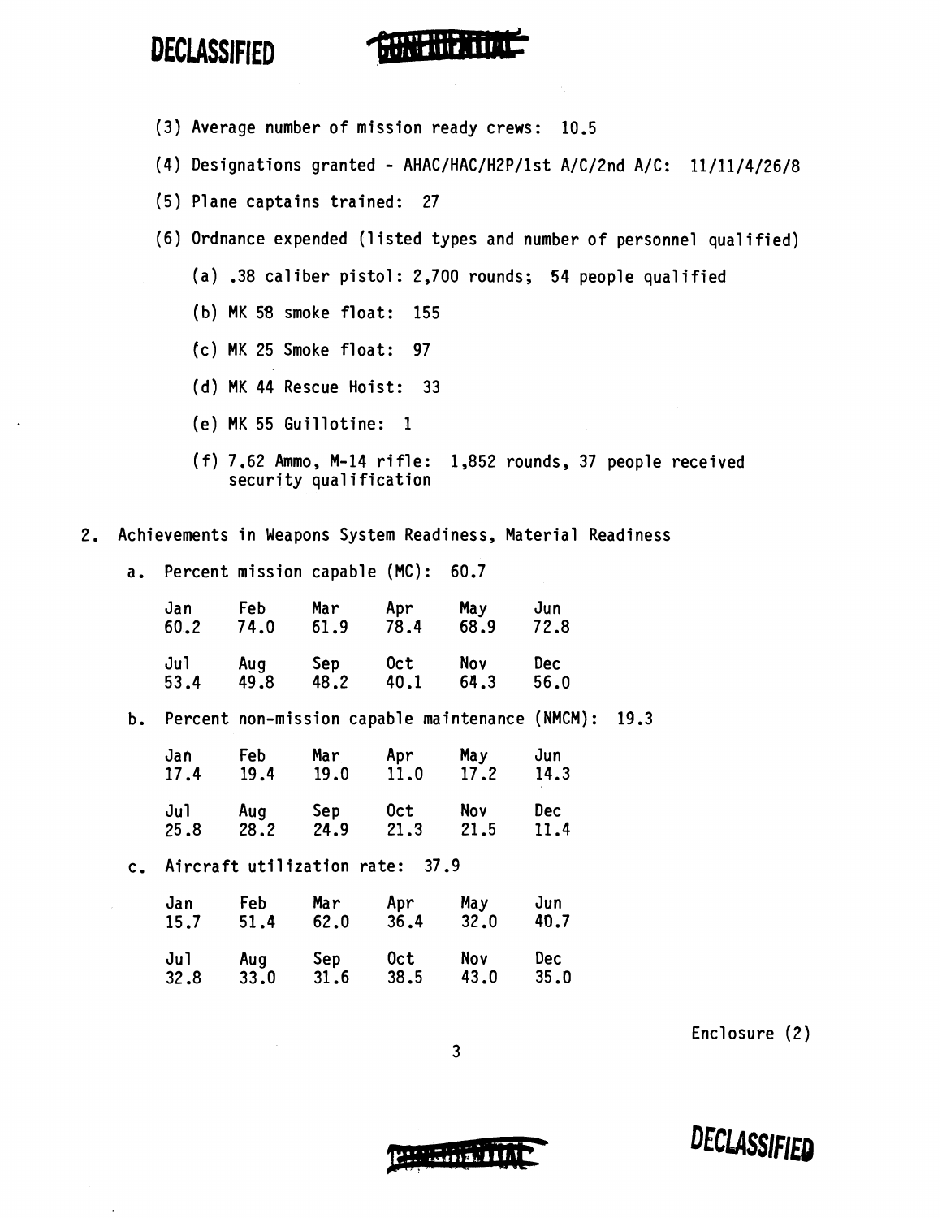(3) Average number of mission ready crews: 10.5

(4) Designations granted - AHAC/HAC/H2P/1st A/C/2nd A/C: 11/11/4/26/8

(5) Plane captains trained: 27

(6) Ordnance expended (listed types and number of personnel qualified)

(a) .38 caliber pistol: 2,700 rounds; 54 people qualified

(b) MK 58 smoke float: 155

(c) MK 25 Smoke float: 97

(d) MK 44 Rescue Hoist: 33

(e) MK 55 Guillotine: 1

(f) 7.62 Ammo, M-14 rifle: 1,852 rounds, 37 people received security qualification

2. Achievements in Weapons System Readiness, Material Readiness

a. Percent mission capable (MC): 60.7

| Jan | Feb | Mar | Apr | May | Jun |
|---|---|---|---|---|---|
| 60.2 | 74.0 | 61.9 | 78.4 | 68.9 | 72.8 |

| Jul | Aug | Sep | Oct | Nov | Dec |
|---|---|---|---|---|---|
| 53.4 | 49.8 | 48.2 | 40.1 | 64.3 | 56.0 |

b. Percent non-mission capable maintenance (NMCM): 19.3

| Jan | Feb | Mar | Apr | May | Jun |
|---|---|---|---|---|---|
| 17.4 | 19.4 | 19.0 | 11.0 | 17.2 | 14.3 |

| Jul | Aug | Sep | Oct | Nov | Dec |
|---|---|---|---|---|---|
| 25.8 | 28.2 | 24.9 | 21.3 | 21.5 | 11.4 |

c. Aircraft utilization rate: 37.9

| Jan | Feb | Mar | Apr | May | Jun |
|---|---|---|---|---|---|
| 15.7 | 51.4 | 62.0 | 36.4 | 32.0 | 40.7 |

| Jul | Aug | Sep | Oct | Nov | Dec |
|---|---|---|---|---|---|
| 32.8 | 33.0 | 31.6 | 38.5 | 43.0 | 35.0 |

Enclosure (2)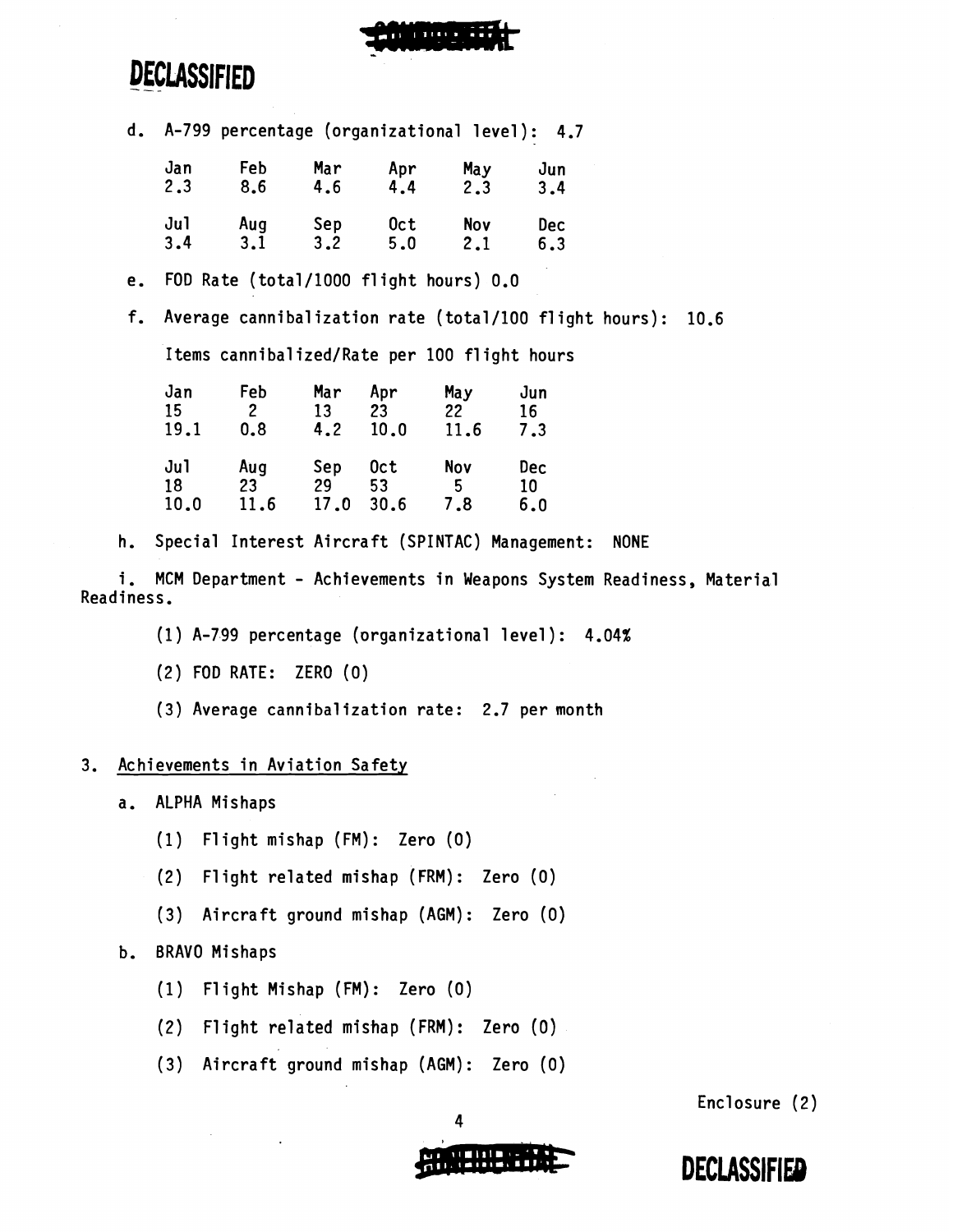**DECLASSIFIED**

d. A-799 percentage (organizational level): 4.7

| Jan | Feb | Mar | Apr | May | Jun |
|---|---|---|---|---|---|
| 2.3 | 8.6 | 4.6 | 4.4 | 2.3 | 3.4 |

| Jul | Aug | Sep | Oct | Nov | Dec |
|---|---|---|---|---|---|
| 3.4 | 3.1 | 3.2 | 5.0 | 2.1 | 6.3 |

e. FOD Rate (total/1000 flight hours) 0.0

f. Average cannibalization rate (total/100 flight hours): 10.6

Items cannibalized/Rate per 100 flight hours

| Jan | Feb | Mar | Apr | May | Jun |
|---|---|---|---|---|---|
| 15 | 2 | 13 | 23 | 22 | 16 |
| 19.1 | 0.8 | 4.2 | 10.0 | 11.6 | 7.3 |

| Jul | Aug | Sep | Oct | Nov | Dec |
|---|---|---|---|---|---|
| 18 | 23 | 29 | 53 | 5 | 10 |
| 10.0 | 11.6 | 17.0 | 30.6 | 7.8 | 6.0 |

h. Special Interest Aircraft (SPINTAC) Management: NONE

i. MCM Department - Achievements in Weapons System Readiness, Material Readiness.

(1) A-799 percentage (organizational level): 4.04%

(2) FOD RATE: ZERO (0)

(3) Average cannibalization rate: 2.7 per month

3. Achievements in Aviation Safety

a. ALPHA Mishaps

(1) Flight mishap (FM): Zero (0)

(2) Flight related mishap (FRM): Zero (0)

(3) Aircraft ground mishap (AGM): Zero (0)

b. BRAVO Mishaps

(1) Flight Mishap (FM): Zero (0)

(2) Flight related mishap (FRM): Zero (0)

(3) Aircraft ground mishap (AGM): Zero (0)

Enclosure (2)

**DECLASSIFIED**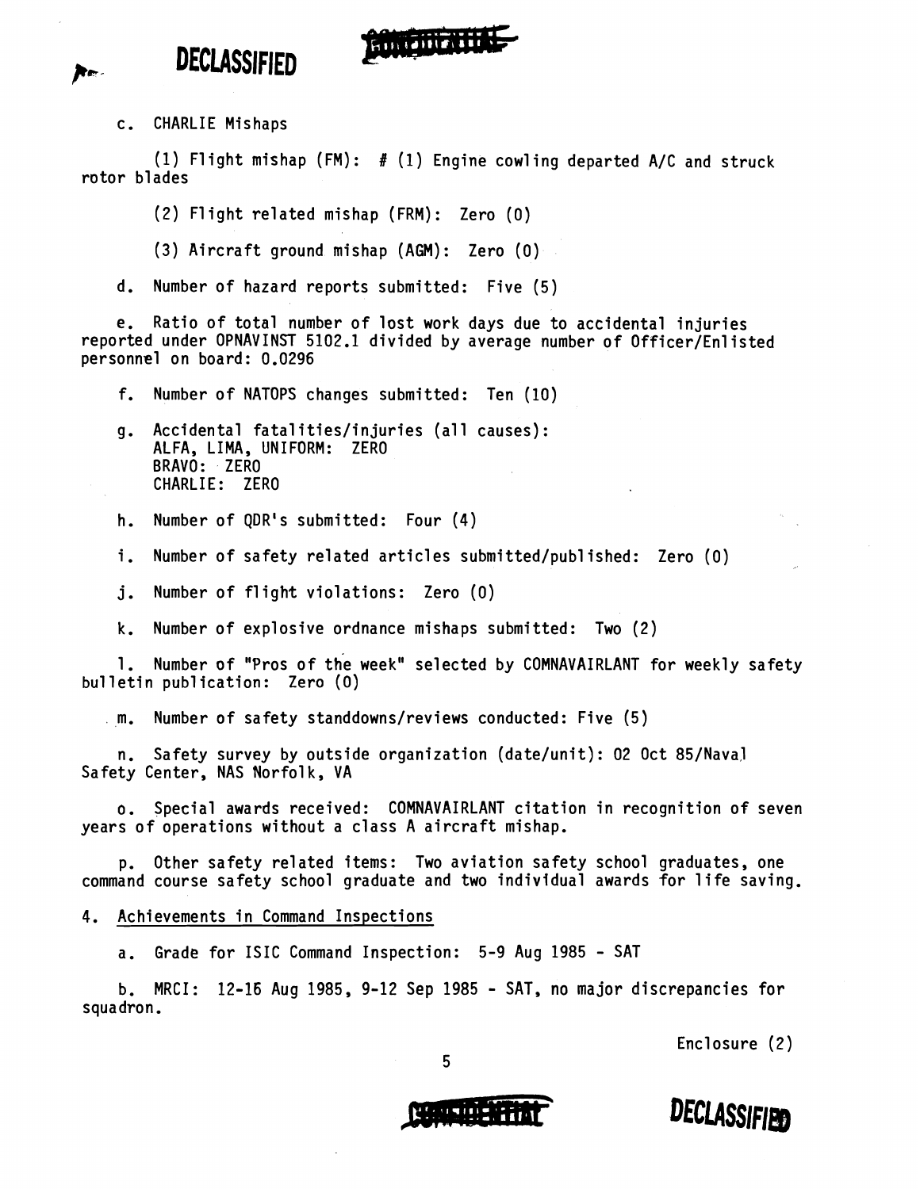c. CHARLIE Mishaps

(1) Flight mishap (FM): # (1) Engine cowling departed A/C and struck rotor blades

(2) Flight related mishap (FRM): Zero (0)

(3) Aircraft ground mishap (AGM): Zero (0)

d. Number of hazard reports submitted: Five (5)

e. Ratio of total number of lost work days due to accidental injuries reported under OPNAVINST 5102.1 divided by average number of Officer/Enlisted personnel on board: 0.0296

f. Number of NATOPS changes submitted: Ten (10)

g. Accidental fatalities/injuries (all causes):
ALFA, LIMA, UNIFORM: ZERO
BRAVO: ZERO
CHARLIE: ZERO

h. Number of QDR's submitted: Four (4)

i. Number of safety related articles submitted/published: Zero (0)

j. Number of flight violations: Zero (0)

k. Number of explosive ordnance mishaps submitted: Two (2)

l. Number of "Pros of the week" selected by COMNAVAIRLANT for weekly safety bulletin publication: Zero (0)

m. Number of safety standdowns/reviews conducted: Five (5)

n. Safety survey by outside organization (date/unit): 02 Oct 85/Naval Safety Center, NAS Norfolk, VA

o. Special awards received: COMNAVAIRLANT citation in recognition of seven years of operations without a class A aircraft mishap.

p. Other safety related items: Two aviation safety school graduates, one command course safety school graduate and two individual awards for life saving.

4. Achievements in Command Inspections

a. Grade for ISIC Command Inspection: 5-9 Aug 1985 - SAT

b. MRCI: 12-16 Aug 1985, 9-12 Sep 1985 - SAT, no major discrepancies for squadron.

Enclosure (2)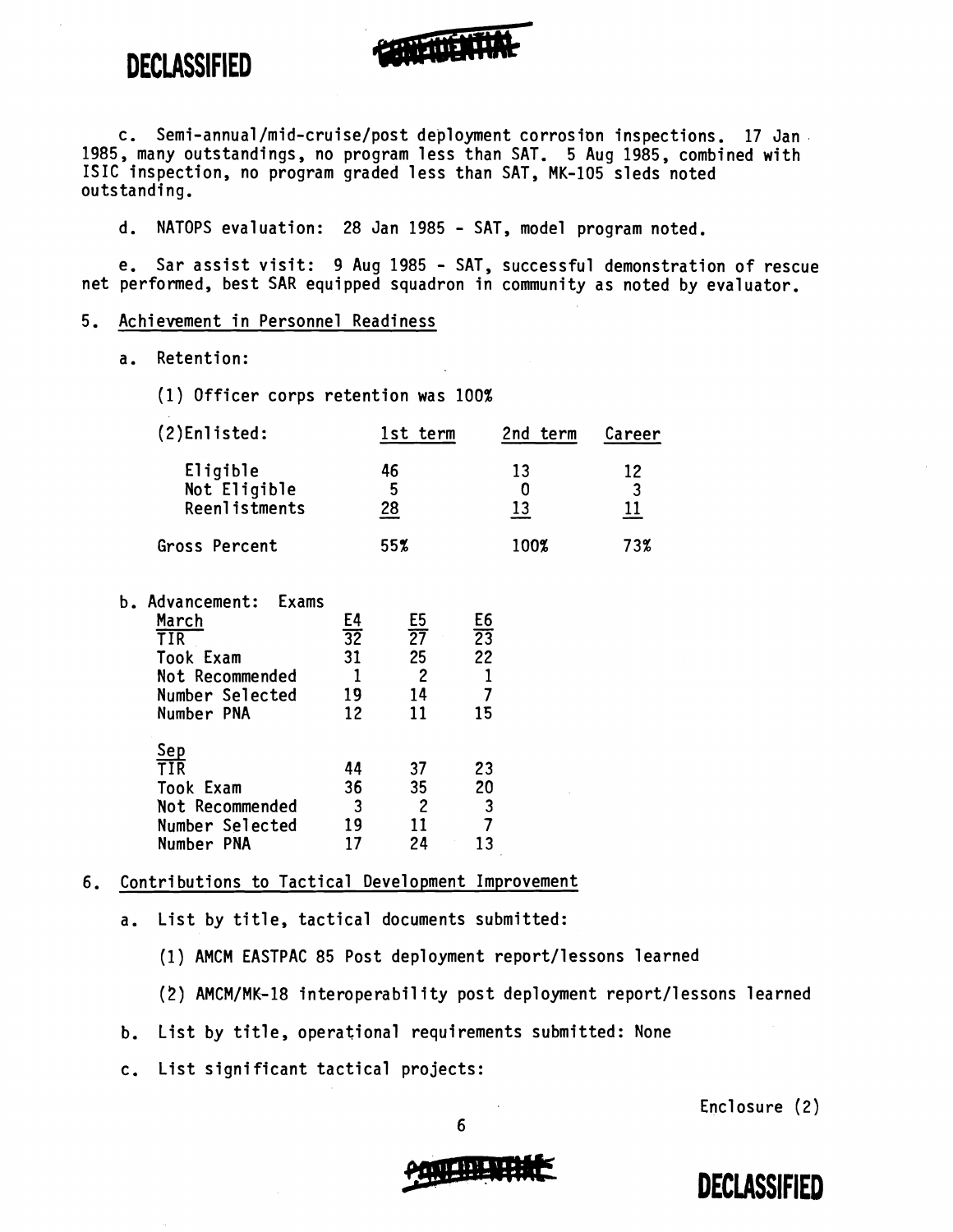c. Semi-annual/mid-cruise/post deployment corrosion inspections. 17 Jan 1985, many outstandings, no program less than SAT. 5 Aug 1985, combined with ISIC inspection, no program graded less than SAT, MK-105 sleds noted outstanding.

d. NATOPS evaluation: 28 Jan 1985 - SAT, model program noted.

e. Sar assist visit: 9 Aug 1985 - SAT, successful demonstration of rescue net performed, best SAR equipped squadron in community as noted by evaluator.

5. Achievement in Personnel Readiness

a. Retention:

(1) Officer corps retention was 100%

| (2)Enlisted: | 1st term | 2nd term | Career |
|---|---|---|---|
| Eligible | 46 | 13 | 12 |
| Not Eligible | 5 | 0 | 3 |
| Reenlistments | 28 | 13 | 11 |
| Gross Percent | 55% | 100% | 73% |

b. Advancement: Exams

| March | E4 | E5 | E6 |
|---|---|---|---|
| TIR | 32 | 27 | 23 |
| Took Exam | 31 | 25 | 22 |
| Not Recommended | 1 | 2 | 1 |
| Number Selected | 19 | 14 | 7 |
| Number PNA | 12 | 11 | 15 |
| **Sep** | | | |
| TIR | 44 | 37 | 23 |
| Took Exam | 36 | 35 | 20 |
| Not Recommended | 3 | 2 | 3 |
| Number Selected | 19 | 11 | 7 |
| Number PNA | 17 | 24 | 13 |

6. Contributions to Tactical Development Improvement

a. List by title, tactical documents submitted:

(1) AMCM EASTPAC 85 Post deployment report/lessons learned

(2) AMCM/MK-18 interoperability post deployment report/lessons learned

b. List by title, operational requirements submitted: None

c. List significant tactical projects:

Enclosure (2)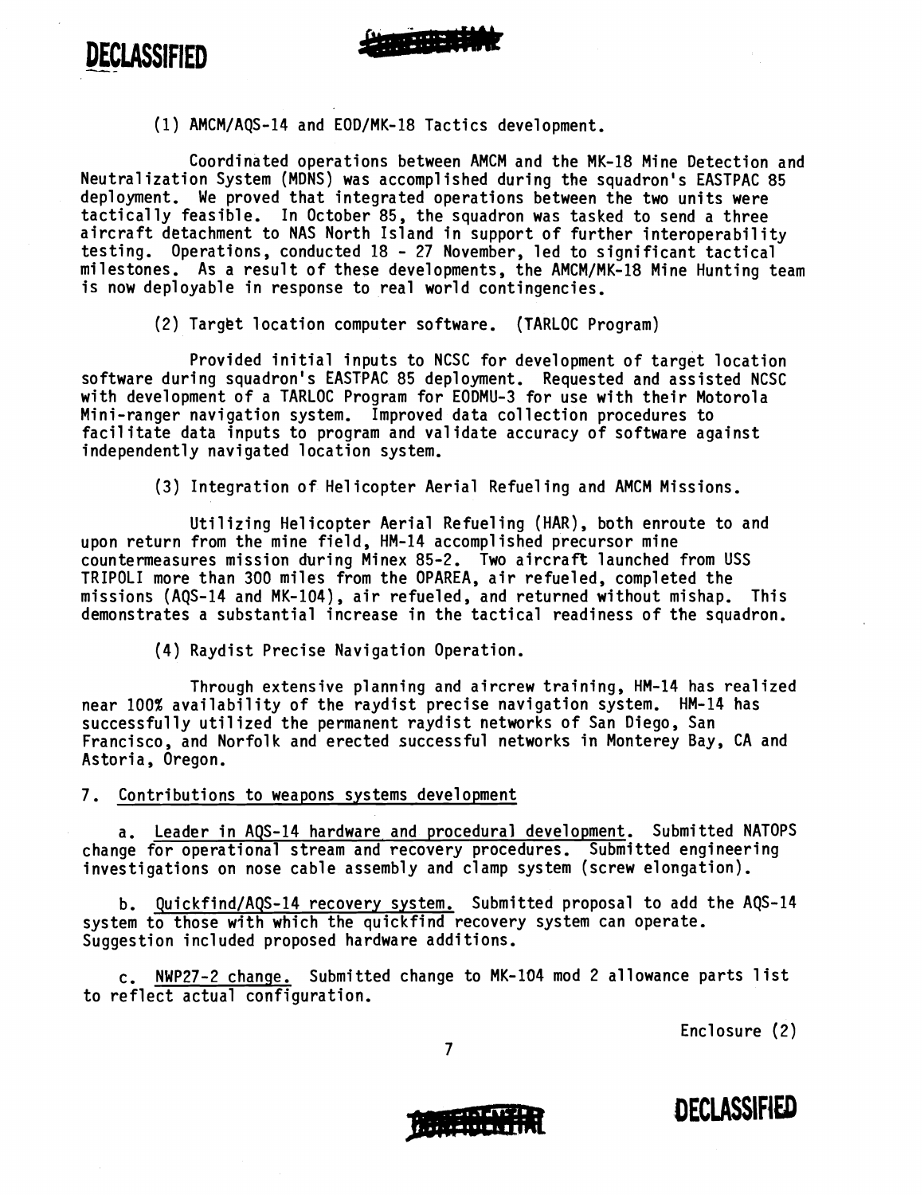(1) AMCM/AQS-14 and EOD/MK-18 Tactics development.

Coordinated operations between AMCM and the MK-18 Mine Detection and Neutralization System (MDNS) was accomplished during the squadron's EASTPAC 85 deployment. We proved that integrated operations between the two units were tactically feasible. In October 85, the squadron was tasked to send a three aircraft detachment to NAS North Island in support of further interoperability testing. Operations, conducted 18 - 27 November, led to significant tactical milestones. As a result of these developments, the AMCM/MK-18 Mine Hunting team is now deployable in response to real world contingencies.

(2) Target location computer software. (TARLOC Program)

Provided initial inputs to NCSC for development of target location software during squadron's EASTPAC 85 deployment. Requested and assisted NCSC with development of a TARLOC Program for EODMU-3 for use with their Motorola Mini-ranger navigation system. Improved data collection procedures to facilitate data inputs to program and validate accuracy of software against independently navigated location system.

(3) Integration of Helicopter Aerial Refueling and AMCM Missions.

Utilizing Helicopter Aerial Refueling (HAR), both enroute to and upon return from the mine field, HM-14 accomplished precursor mine countermeasures mission during Minex 85-2. Two aircraft launched from USS TRIPOLI more than 300 miles from the OPAREA, air refueled, completed the missions (AQS-14 and MK-104), air refueled, and returned without mishap. This demonstrates a substantial increase in the tactical readiness of the squadron.

(4) Raydist Precise Navigation Operation.

Through extensive planning and aircrew training, HM-14 has realized near 100% availability of the raydist precise navigation system. HM-14 has successfully utilized the permanent raydist networks of San Diego, San Francisco, and Norfolk and erected successful networks in Monterey Bay, CA and Astoria, Oregon.

7. Contributions to weapons systems development

a. Leader in AQS-14 hardware and procedural development. Submitted NATOPS change for operational stream and recovery procedures. Submitted engineering investigations on nose cable assembly and clamp system (screw elongation).

b. Quickfind/AQS-14 recovery system. Submitted proposal to add the AQS-14 system to those with which the quickfind recovery system can operate. Suggestion included proposed hardware additions.

c. NWP27-2 change. Submitted change to MK-104 mod 2 allowance parts list to reflect actual configuration.

Enclosure (2)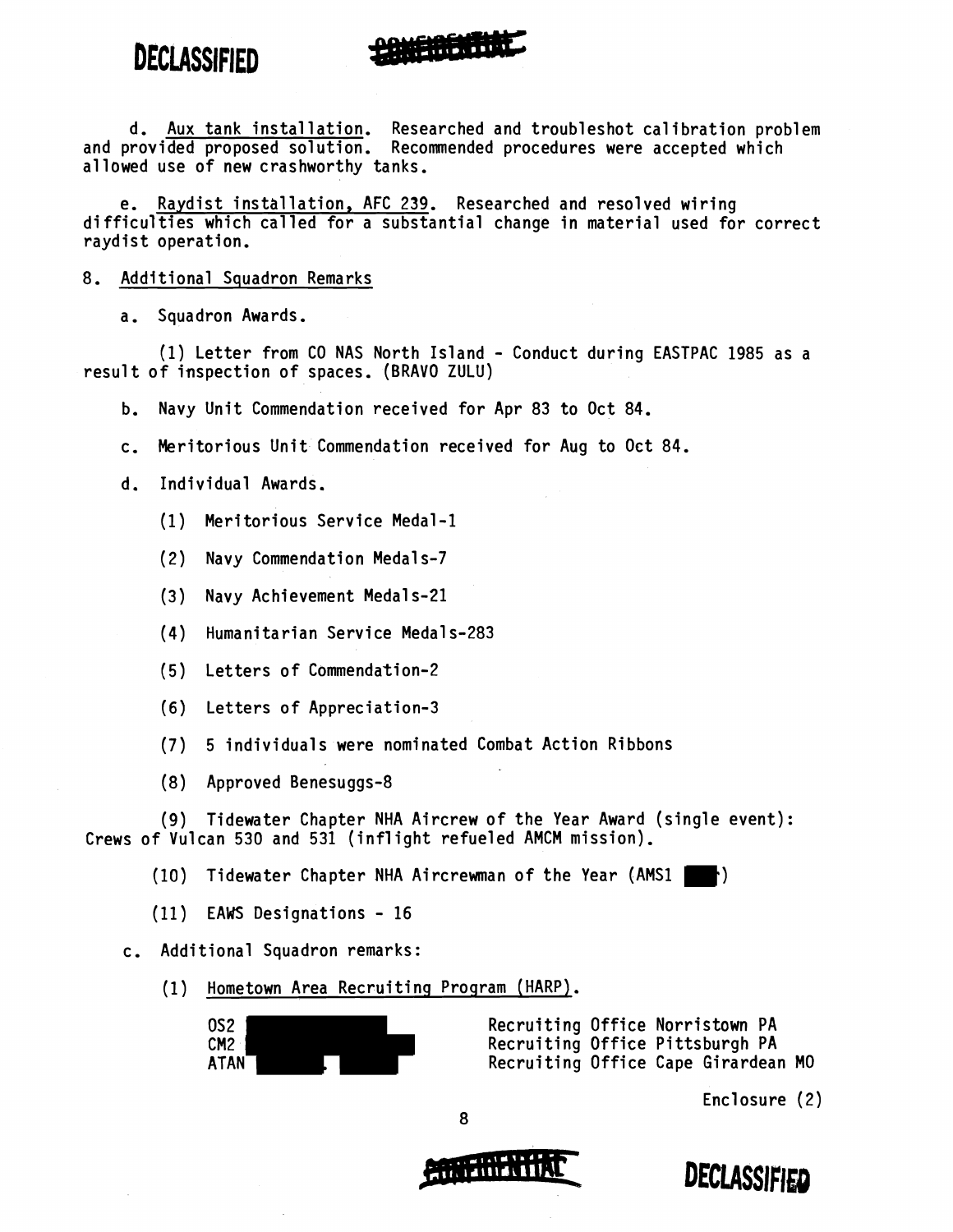d. Aux tank installation. Researched and troubleshot calibration problem and provided proposed solution. Recommended procedures were accepted which allowed use of new crashworthy tanks.

e. Raydist installation, AFC 239. Researched and resolved wiring difficulties which called for a substantial change in material used for correct raydist operation.

8. Additional Squadron Remarks

a. Squadron Awards.

(1) Letter from CO NAS North Island - Conduct during EASTPAC 1985 as a result of inspection of spaces. (BRAVO ZULU)

b. Navy Unit Commendation received for Apr 83 to Oct 84.

c. Meritorious Unit Commendation received for Aug to Oct 84.

d. Individual Awards.

(1) Meritorious Service Medal-1

(2) Navy Commendation Medals-7

(3) Navy Achievement Medals-21

(4) Humanitarian Service Medals-283

(5) Letters of Commendation-2

(6) Letters of Appreciation-3

(7) 5 individuals were nominated Combat Action Ribbons

(8) Approved Benesuggs-8

(9) Tidewater Chapter NHA Aircrew of the Year Award (single event): Crews of Vulcan 530 and 531 (inflight refueled AMCM mission).

(10) Tidewater Chapter NHA Aircrewman of the Year (AMS1 ███)

(11) EAWS Designations - 16

c. Additional Squadron remarks:

(1) Hometown Area Recruiting Program (HARP).

| | |
|---|---|
| OS2 ███ | Recruiting Office Norristown PA |
| CM2 ███ | Recruiting Office Pittsburgh PA |
| ATAN ███ | Recruiting Office Cape Girardean MO |

Enclosure (2)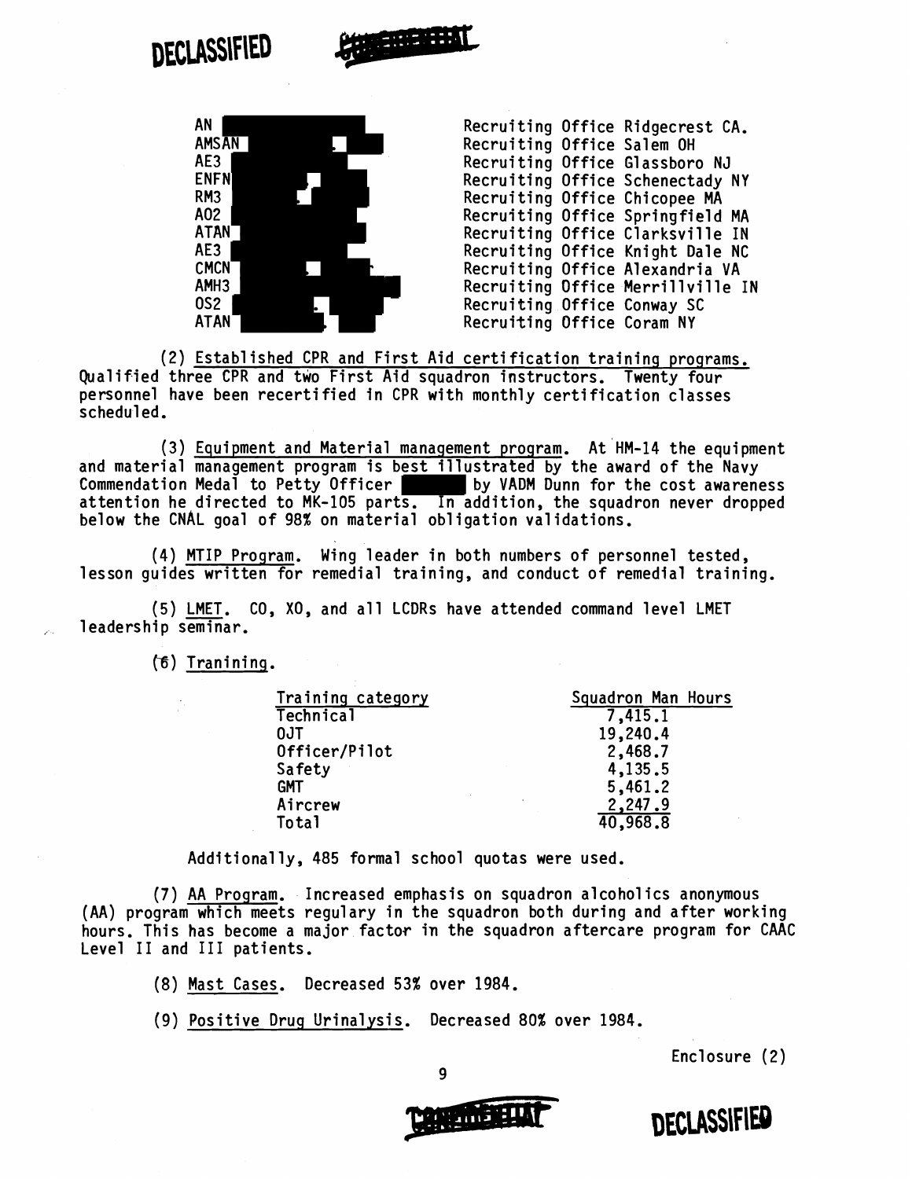DECLASSIFIED

| | |
|---|---|
| AN | Recruiting Office Ridgecrest CA. |
| AMSAN | Recruiting Office Salem OH |
| AE3 | Recruiting Office Glassboro NJ |
| ENFN | Recruiting Office Schenectady NY |
| RM3 | Recruiting Office Chicopee MA |
| AO2 | Recruiting Office Springfield MA |
| ATAN | Recruiting Office Clarksville IN |
| AE3 | Recruiting Office Knight Dale NC |
| CMCN | Recruiting Office Alexandria VA |
| AMH3 | Recruiting Office Merrillville IN |
| OS2 | Recruiting Office Conway SC |
| ATAN | Recruiting Office Coram NY |

(2) Established CPR and First Aid certification training programs. Qualified three CPR and two First Aid squadron instructors. Twenty four personnel have been recertified in CPR with monthly certification classes scheduled.

(3) Equipment and Material management program. At HM-14 the equipment and material management program is best illustrated by the award of the Navy Commendation Medal to Petty Officer ██████ by VADM Dunn for the cost awareness attention he directed to MK-105 parts. In addition, the squadron never dropped below the CNAL goal of 98% on material obligation validations.

(4) MTIP Program. Wing leader in both numbers of personnel tested, lesson guides written for remedial training, and conduct of remedial training.

(5) LMET. CO, XO, and all LCDRs have attended command level LMET leadership seminar.

(6) Tranining.

| Training category | Squadron Man Hours |
|---|---|
| Technical | 7,415.1 |
| OJT | 19,240.4 |
| Officer/Pilot | 2,468.7 |
| Safety | 4,135.5 |
| GMT | 5,461.2 |
| Aircrew | 2,247.9 |
| Total | 40,968.8 |

Additionally, 485 formal school quotas were used.

(7) AA Program. Increased emphasis on squadron alcoholics anonymous (AA) program which meets regulary in the squadron both during and after working hours. This has become a major factor in the squadron aftercare program for CAAC Level II and III patients.

(8) Mast Cases. Decreased 53% over 1984.

(9) Positive Drug Urinalysis. Decreased 80% over 1984.

Enclosure (2)

DECLASSIFIED